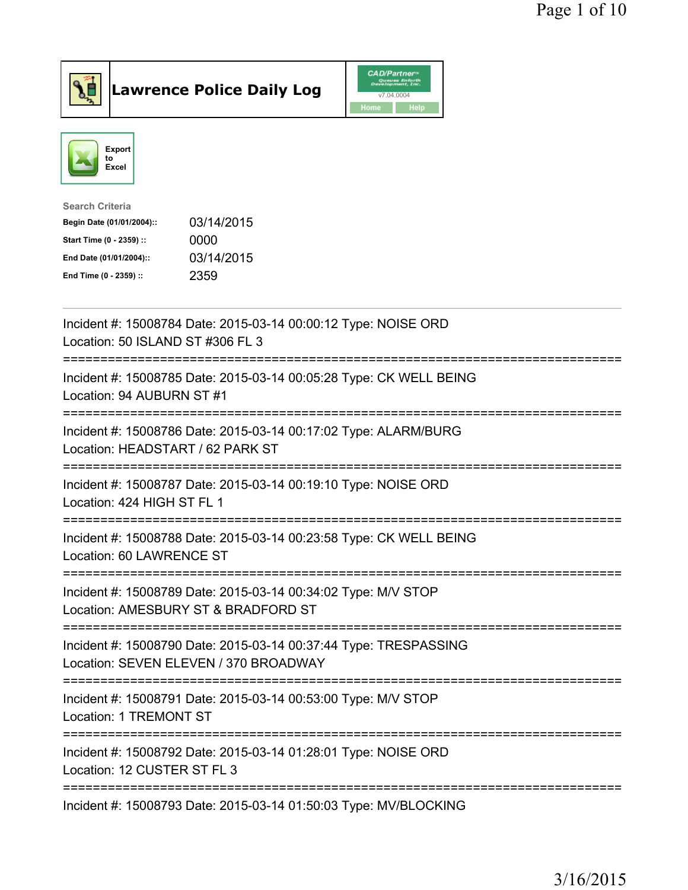# Lawrence Police Daily Log

Export to Excel

**Search Criteria**

| | |
|---|---|
| Begin Date (01/01/2004):: | 03/14/2015 |
| Start Time (0 - 2359) :: | 0000 |
| End Date (01/01/2004):: | 03/14/2015 |
| End Time (0 - 2359) :: | 2359 |

---

Incident #: 15008784 Date: 2015-03-14 00:00:12 Type: NOISE ORD
Location: 50 ISLAND ST #306 FL 3

===========================================================================

Incident #: 15008785 Date: 2015-03-14 00:05:28 Type: CK WELL BEING
Location: 94 AUBURN ST #1

===========================================================================

Incident #: 15008786 Date: 2015-03-14 00:17:02 Type: ALARM/BURG
Location: HEADSTART / 62 PARK ST

===========================================================================

Incident #: 15008787 Date: 2015-03-14 00:19:10 Type: NOISE ORD
Location: 424 HIGH ST FL 1

===========================================================================

Incident #: 15008788 Date: 2015-03-14 00:23:58 Type: CK WELL BEING
Location: 60 LAWRENCE ST

===========================================================================

Incident #: 15008789 Date: 2015-03-14 00:34:02 Type: M/V STOP
Location: AMESBURY ST & BRADFORD ST

===========================================================================

Incident #: 15008790 Date: 2015-03-14 00:37:44 Type: TRESPASSING
Location: SEVEN ELEVEN / 370 BROADWAY

===========================================================================

Incident #: 15008791 Date: 2015-03-14 00:53:00 Type: M/V STOP
Location: 1 TREMONT ST

===========================================================================

Incident #: 15008792 Date: 2015-03-14 01:28:01 Type: NOISE ORD
Location: 12 CUSTER ST FL 3

===========================================================================

Incident #: 15008793 Date: 2015-03-14 01:50:03 Type: MV/BLOCKING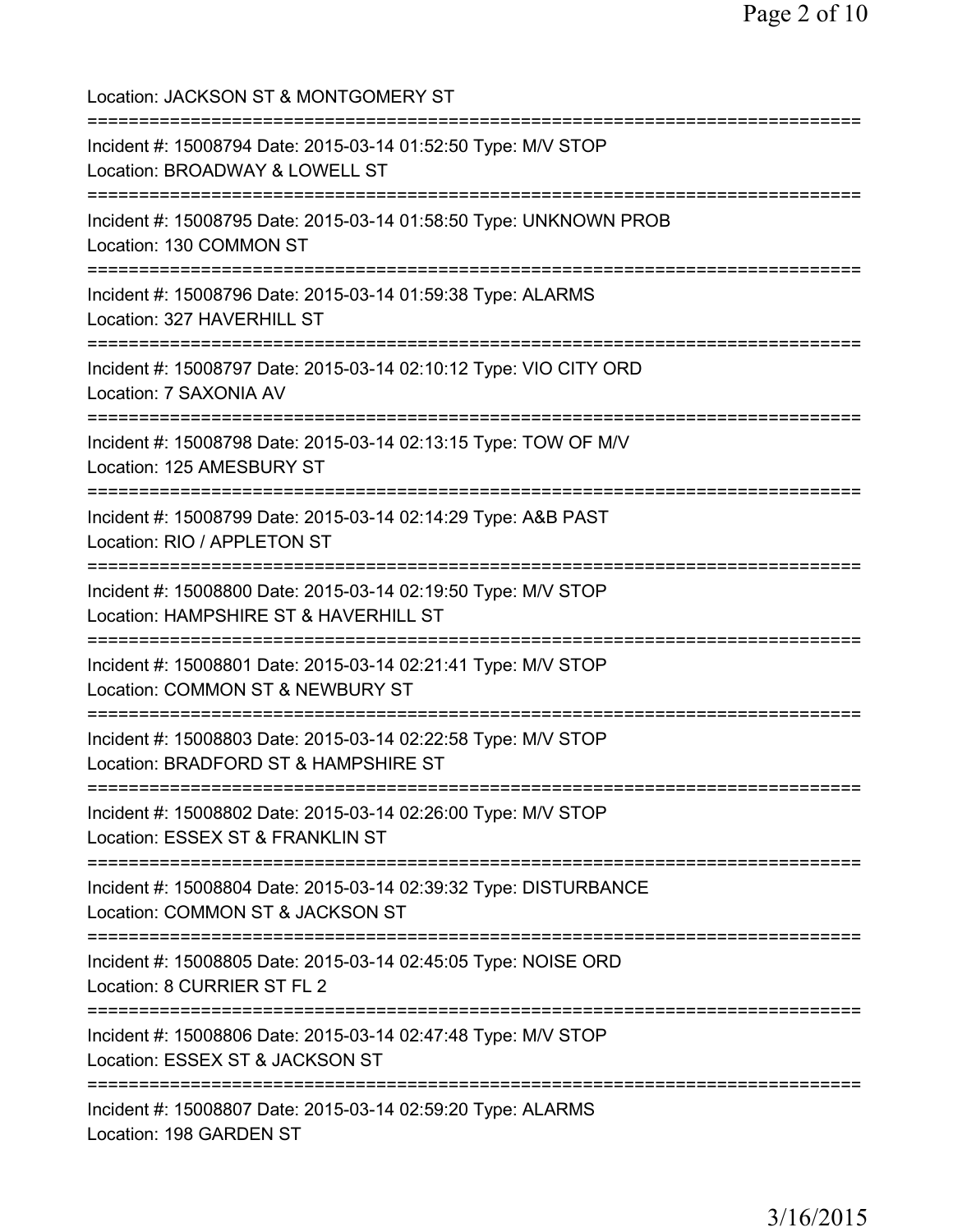Location: JACKSON ST & MONTGOMERY ST

===========================================================================

Incident #: 15008794 Date: 2015-03-14 01:52:50 Type: M/V STOP
Location: BROADWAY & LOWELL ST

===========================================================================

Incident #: 15008795 Date: 2015-03-14 01:58:50 Type: UNKNOWN PROB
Location: 130 COMMON ST

===========================================================================

Incident #: 15008796 Date: 2015-03-14 01:59:38 Type: ALARMS
Location: 327 HAVERHILL ST

===========================================================================

Incident #: 15008797 Date: 2015-03-14 02:10:12 Type: VIO CITY ORD
Location: 7 SAXONIA AV

===========================================================================

Incident #: 15008798 Date: 2015-03-14 02:13:15 Type: TOW OF M/V
Location: 125 AMESBURY ST

===========================================================================

Incident #: 15008799 Date: 2015-03-14 02:14:29 Type: A&B PAST
Location: RIO / APPLETON ST

===========================================================================

Incident #: 15008800 Date: 2015-03-14 02:19:50 Type: M/V STOP
Location: HAMPSHIRE ST & HAVERHILL ST

===========================================================================

Incident #: 15008801 Date: 2015-03-14 02:21:41 Type: M/V STOP
Location: COMMON ST & NEWBURY ST

===========================================================================

Incident #: 15008803 Date: 2015-03-14 02:22:58 Type: M/V STOP
Location: BRADFORD ST & HAMPSHIRE ST

===========================================================================

Incident #: 15008802 Date: 2015-03-14 02:26:00 Type: M/V STOP
Location: ESSEX ST & FRANKLIN ST

===========================================================================

Incident #: 15008804 Date: 2015-03-14 02:39:32 Type: DISTURBANCE
Location: COMMON ST & JACKSON ST

===========================================================================

Incident #: 15008805 Date: 2015-03-14 02:45:05 Type: NOISE ORD
Location: 8 CURRIER ST FL 2

===========================================================================

Incident #: 15008806 Date: 2015-03-14 02:47:48 Type: M/V STOP
Location: ESSEX ST & JACKSON ST

===========================================================================

Incident #: 15008807 Date: 2015-03-14 02:59:20 Type: ALARMS
Location: 198 GARDEN ST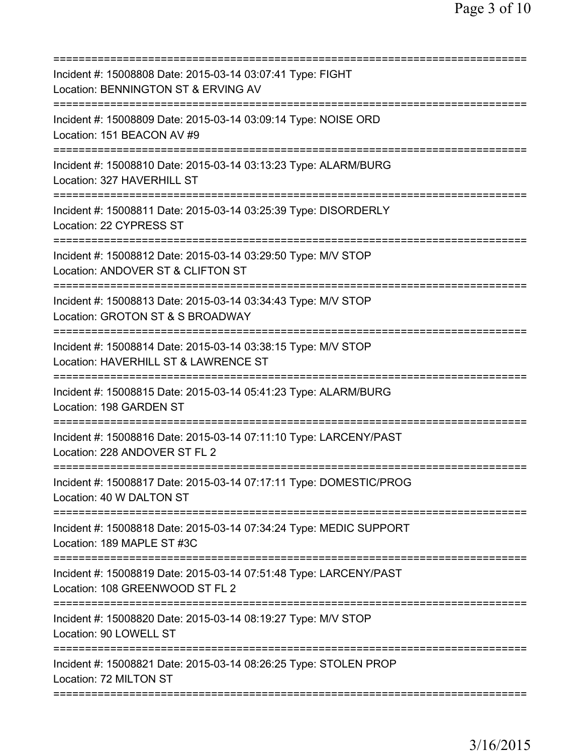Incident #: 15008808 Date: 2015-03-14 03:07:41 Type: FIGHT
Location: BENNINGTON ST & ERVING AV

Incident #: 15008809 Date: 2015-03-14 03:09:14 Type: NOISE ORD
Location: 151 BEACON AV #9

Incident #: 15008810 Date: 2015-03-14 03:13:23 Type: ALARM/BURG
Location: 327 HAVERHILL ST

Incident #: 15008811 Date: 2015-03-14 03:25:39 Type: DISORDERLY
Location: 22 CYPRESS ST

Incident #: 15008812 Date: 2015-03-14 03:29:50 Type: M/V STOP
Location: ANDOVER ST & CLIFTON ST

Incident #: 15008813 Date: 2015-03-14 03:34:43 Type: M/V STOP
Location: GROTON ST & S BROADWAY

Incident #: 15008814 Date: 2015-03-14 03:38:15 Type: M/V STOP
Location: HAVERHILL ST & LAWRENCE ST

Incident #: 15008815 Date: 2015-03-14 05:41:23 Type: ALARM/BURG
Location: 198 GARDEN ST

Incident #: 15008816 Date: 2015-03-14 07:11:10 Type: LARCENY/PAST
Location: 228 ANDOVER ST FL 2

Incident #: 15008817 Date: 2015-03-14 07:17:11 Type: DOMESTIC/PROG
Location: 40 W DALTON ST

Incident #: 15008818 Date: 2015-03-14 07:34:24 Type: MEDIC SUPPORT
Location: 189 MAPLE ST #3C

Incident #: 15008819 Date: 2015-03-14 07:51:48 Type: LARCENY/PAST
Location: 108 GREENWOOD ST FL 2

Incident #: 15008820 Date: 2015-03-14 08:19:27 Type: M/V STOP
Location: 90 LOWELL ST

Incident #: 15008821 Date: 2015-03-14 08:26:25 Type: STOLEN PROP
Location: 72 MILTON ST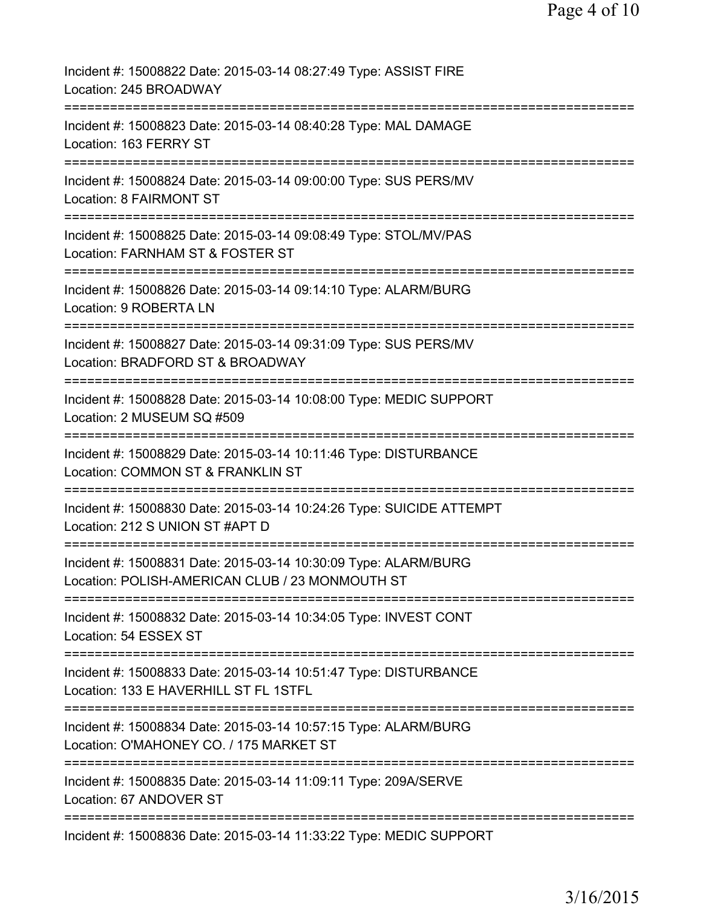Incident #: 15008822 Date: 2015-03-14 08:27:49 Type: ASSIST FIRE
Location: 245 BROADWAY

===========================================================================

Incident #: 15008823 Date: 2015-03-14 08:40:28 Type: MAL DAMAGE
Location: 163 FERRY ST

===========================================================================

Incident #: 15008824 Date: 2015-03-14 09:00:00 Type: SUS PERS/MV
Location: 8 FAIRMONT ST

===========================================================================

Incident #: 15008825 Date: 2015-03-14 09:08:49 Type: STOL/MV/PAS
Location: FARNHAM ST & FOSTER ST

===========================================================================

Incident #: 15008826 Date: 2015-03-14 09:14:10 Type: ALARM/BURG
Location: 9 ROBERTA LN

===========================================================================

Incident #: 15008827 Date: 2015-03-14 09:31:09 Type: SUS PERS/MV
Location: BRADFORD ST & BROADWAY

===========================================================================

Incident #: 15008828 Date: 2015-03-14 10:08:00 Type: MEDIC SUPPORT
Location: 2 MUSEUM SQ #509

===========================================================================

Incident #: 15008829 Date: 2015-03-14 10:11:46 Type: DISTURBANCE
Location: COMMON ST & FRANKLIN ST

===========================================================================

Incident #: 15008830 Date: 2015-03-14 10:24:26 Type: SUICIDE ATTEMPT
Location: 212 S UNION ST #APT D

===========================================================================

Incident #: 15008831 Date: 2015-03-14 10:30:09 Type: ALARM/BURG
Location: POLISH-AMERICAN CLUB / 23 MONMOUTH ST

===========================================================================

Incident #: 15008832 Date: 2015-03-14 10:34:05 Type: INVEST CONT
Location: 54 ESSEX ST

===========================================================================

Incident #: 15008833 Date: 2015-03-14 10:51:47 Type: DISTURBANCE
Location: 133 E HAVERHILL ST FL 1STFL

===========================================================================

Incident #: 15008834 Date: 2015-03-14 10:57:15 Type: ALARM/BURG
Location: O'MAHONEY CO. / 175 MARKET ST

===========================================================================

Incident #: 15008835 Date: 2015-03-14 11:09:11 Type: 209A/SERVE
Location: 67 ANDOVER ST

===========================================================================

Incident #: 15008836 Date: 2015-03-14 11:33:22 Type: MEDIC SUPPORT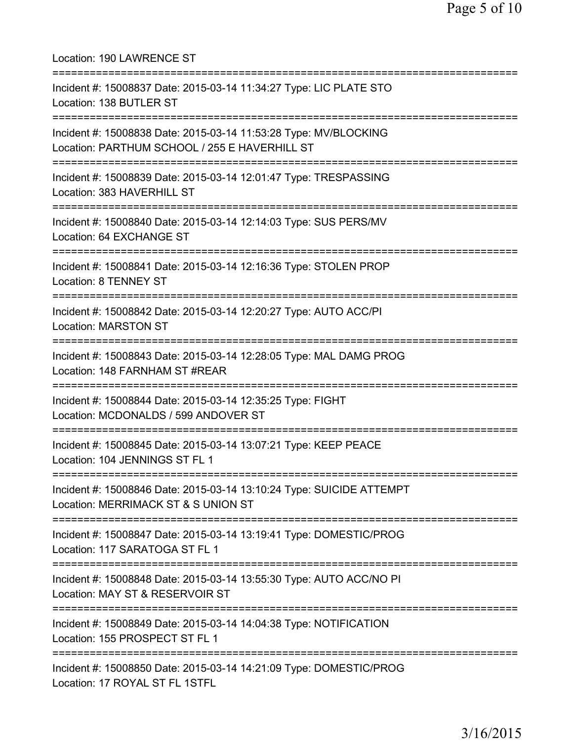Location: 190 LAWRENCE ST

===========================================================================

Incident #: 15008837 Date: 2015-03-14 11:34:27 Type: LIC PLATE STO
Location: 138 BUTLER ST

===========================================================================

Incident #: 15008838 Date: 2015-03-14 11:53:28 Type: MV/BLOCKING
Location: PARTHUM SCHOOL / 255 E HAVERHILL ST

===========================================================================

Incident #: 15008839 Date: 2015-03-14 12:01:47 Type: TRESPASSING
Location: 383 HAVERHILL ST

===========================================================================

Incident #: 15008840 Date: 2015-03-14 12:14:03 Type: SUS PERS/MV
Location: 64 EXCHANGE ST

===========================================================================

Incident #: 15008841 Date: 2015-03-14 12:16:36 Type: STOLEN PROP
Location: 8 TENNEY ST

===========================================================================

Incident #: 15008842 Date: 2015-03-14 12:20:27 Type: AUTO ACC/PI
Location: MARSTON ST

===========================================================================

Incident #: 15008843 Date: 2015-03-14 12:28:05 Type: MAL DAMG PROG
Location: 148 FARNHAM ST #REAR

===========================================================================

Incident #: 15008844 Date: 2015-03-14 12:35:25 Type: FIGHT
Location: MCDONALDS / 599 ANDOVER ST

===========================================================================

Incident #: 15008845 Date: 2015-03-14 13:07:21 Type: KEEP PEACE
Location: 104 JENNINGS ST FL 1

===========================================================================

Incident #: 15008846 Date: 2015-03-14 13:10:24 Type: SUICIDE ATTEMPT
Location: MERRIMACK ST & S UNION ST

===========================================================================

Incident #: 15008847 Date: 2015-03-14 13:19:41 Type: DOMESTIC/PROG
Location: 117 SARATOGA ST FL 1

===========================================================================

Incident #: 15008848 Date: 2015-03-14 13:55:30 Type: AUTO ACC/NO PI
Location: MAY ST & RESERVOIR ST

===========================================================================

Incident #: 15008849 Date: 2015-03-14 14:04:38 Type: NOTIFICATION
Location: 155 PROSPECT ST FL 1

===========================================================================

Incident #: 15008850 Date: 2015-03-14 14:21:09 Type: DOMESTIC/PROG
Location: 17 ROYAL ST FL 1STFL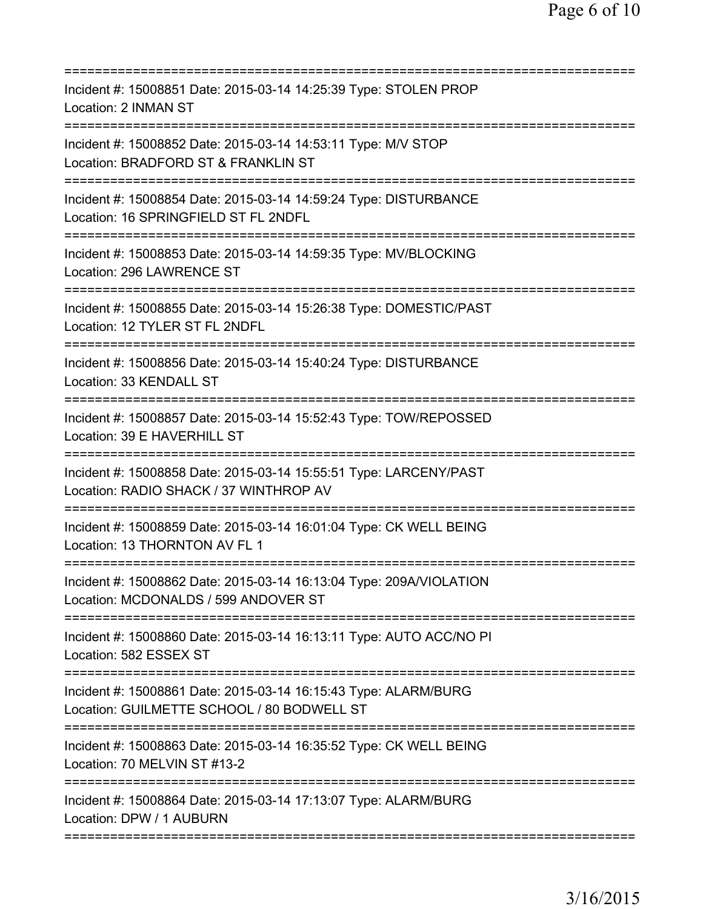===========================================================================
Incident #: 15008851 Date: 2015-03-14 14:25:39 Type: STOLEN PROP
Location: 2 INMAN ST
===========================================================================
Incident #: 15008852 Date: 2015-03-14 14:53:11 Type: M/V STOP
Location: BRADFORD ST & FRANKLIN ST
===========================================================================
Incident #: 15008854 Date: 2015-03-14 14:59:24 Type: DISTURBANCE
Location: 16 SPRINGFIELD ST FL 2NDFL
===========================================================================
Incident #: 15008853 Date: 2015-03-14 14:59:35 Type: MV/BLOCKING
Location: 296 LAWRENCE ST
===========================================================================
Incident #: 15008855 Date: 2015-03-14 15:26:38 Type: DOMESTIC/PAST
Location: 12 TYLER ST FL 2NDFL
===========================================================================
Incident #: 15008856 Date: 2015-03-14 15:40:24 Type: DISTURBANCE
Location: 33 KENDALL ST
===========================================================================
Incident #: 15008857 Date: 2015-03-14 15:52:43 Type: TOW/REPOSSED
Location: 39 E HAVERHILL ST
===========================================================================
Incident #: 15008858 Date: 2015-03-14 15:55:51 Type: LARCENY/PAST
Location: RADIO SHACK / 37 WINTHROP AV
===========================================================================
Incident #: 15008859 Date: 2015-03-14 16:01:04 Type: CK WELL BEING
Location: 13 THORNTON AV FL 1
===========================================================================
Incident #: 15008862 Date: 2015-03-14 16:13:04 Type: 209A/VIOLATION
Location: MCDONALDS / 599 ANDOVER ST
===========================================================================
Incident #: 15008860 Date: 2015-03-14 16:13:11 Type: AUTO ACC/NO PI
Location: 582 ESSEX ST
===========================================================================
Incident #: 15008861 Date: 2015-03-14 16:15:43 Type: ALARM/BURG
Location: GUILMETTE SCHOOL / 80 BODWELL ST
===========================================================================
Incident #: 15008863 Date: 2015-03-14 16:35:52 Type: CK WELL BEING
Location: 70 MELVIN ST #13-2
===========================================================================
Incident #: 15008864 Date: 2015-03-14 17:13:07 Type: ALARM/BURG
Location: DPW / 1 AUBURN
===========================================================================

3/16/2015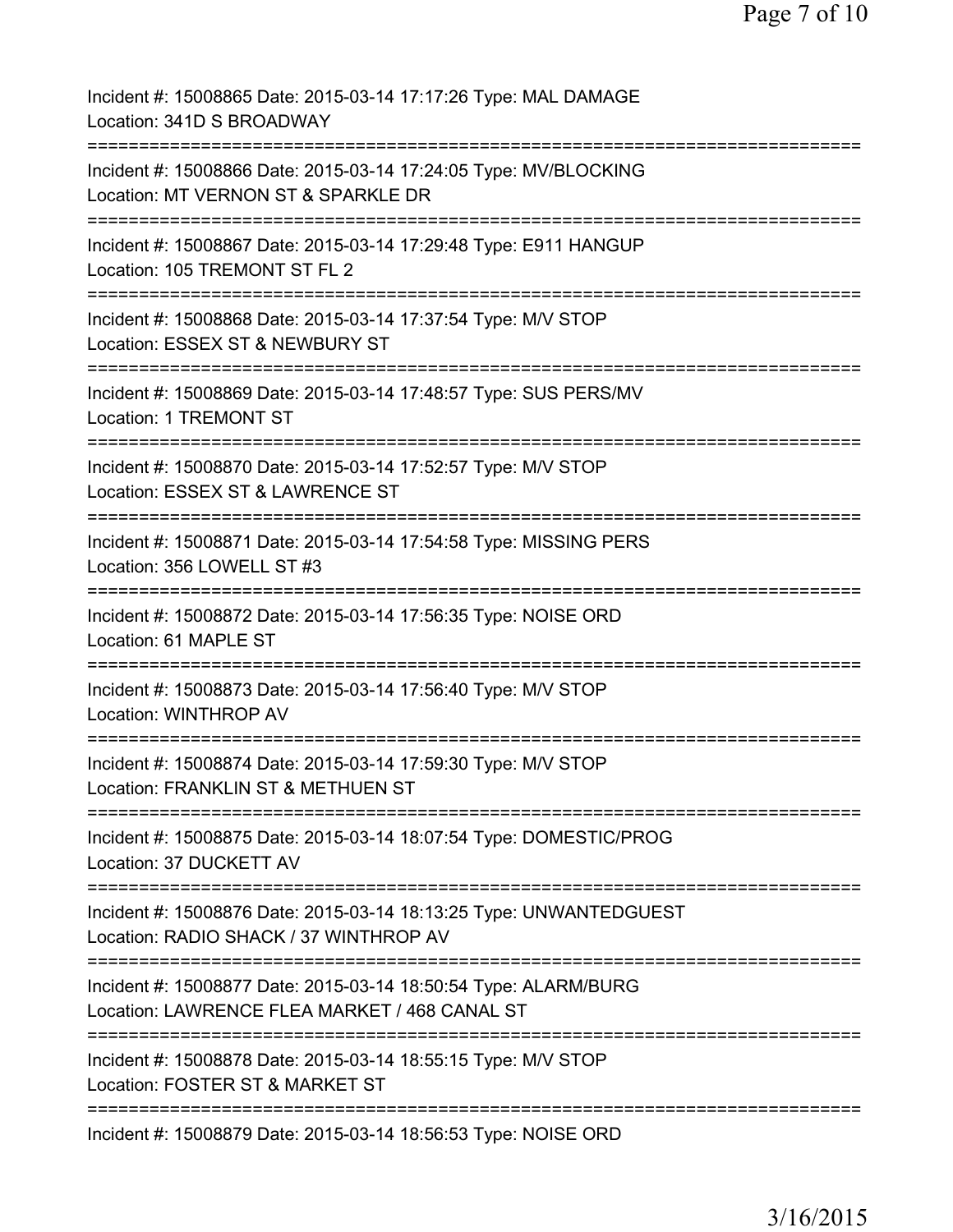Incident #: 15008865 Date: 2015-03-14 17:17:26 Type: MAL DAMAGE
Location: 341D S BROADWAY

===========================================================================

Incident #: 15008866 Date: 2015-03-14 17:24:05 Type: MV/BLOCKING
Location: MT VERNON ST & SPARKLE DR

===========================================================================

Incident #: 15008867 Date: 2015-03-14 17:29:48 Type: E911 HANGUP
Location: 105 TREMONT ST FL 2

===========================================================================

Incident #: 15008868 Date: 2015-03-14 17:37:54 Type: M/V STOP
Location: ESSEX ST & NEWBURY ST

===========================================================================

Incident #: 15008869 Date: 2015-03-14 17:48:57 Type: SUS PERS/MV
Location: 1 TREMONT ST

===========================================================================

Incident #: 15008870 Date: 2015-03-14 17:52:57 Type: M/V STOP
Location: ESSEX ST & LAWRENCE ST

===========================================================================

Incident #: 15008871 Date: 2015-03-14 17:54:58 Type: MISSING PERS
Location: 356 LOWELL ST #3

===========================================================================

Incident #: 15008872 Date: 2015-03-14 17:56:35 Type: NOISE ORD
Location: 61 MAPLE ST

===========================================================================

Incident #: 15008873 Date: 2015-03-14 17:56:40 Type: M/V STOP
Location: WINTHROP AV

===========================================================================

Incident #: 15008874 Date: 2015-03-14 17:59:30 Type: M/V STOP
Location: FRANKLIN ST & METHUEN ST

===========================================================================

Incident #: 15008875 Date: 2015-03-14 18:07:54 Type: DOMESTIC/PROG
Location: 37 DUCKETT AV

===========================================================================

Incident #: 15008876 Date: 2015-03-14 18:13:25 Type: UNWANTEDGUEST
Location: RADIO SHACK / 37 WINTHROP AV

===========================================================================

Incident #: 15008877 Date: 2015-03-14 18:50:54 Type: ALARM/BURG
Location: LAWRENCE FLEA MARKET / 468 CANAL ST

===========================================================================

Incident #: 15008878 Date: 2015-03-14 18:55:15 Type: M/V STOP
Location: FOSTER ST & MARKET ST

===========================================================================

Incident #: 15008879 Date: 2015-03-14 18:56:53 Type: NOISE ORD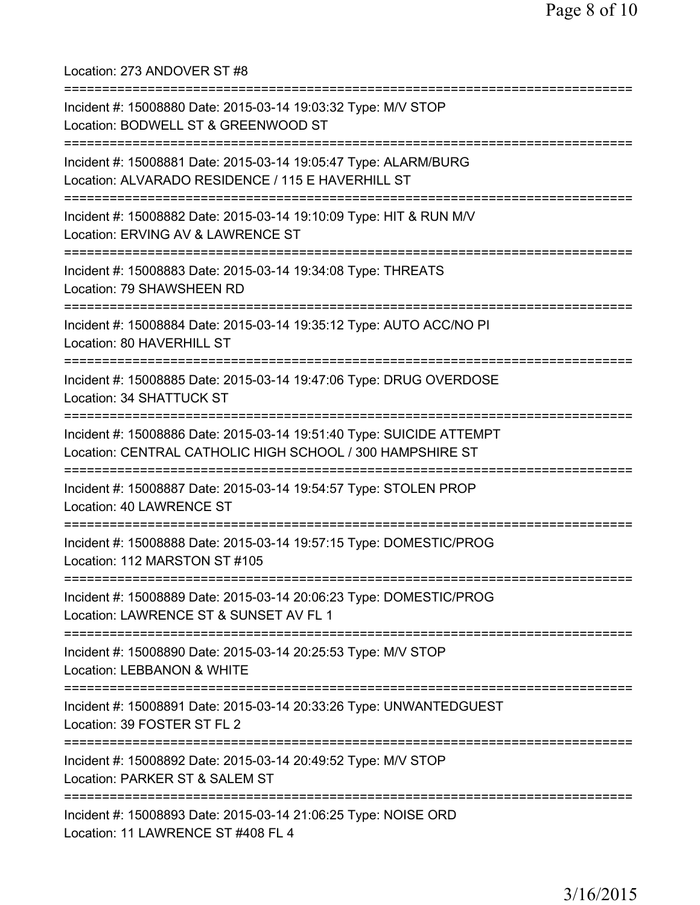Location: 273 ANDOVER ST #8

===========================================================================

Incident #: 15008880 Date: 2015-03-14 19:03:32 Type: M/V STOP
Location: BODWELL ST & GREENWOOD ST

===========================================================================

Incident #: 15008881 Date: 2015-03-14 19:05:47 Type: ALARM/BURG
Location: ALVARADO RESIDENCE / 115 E HAVERHILL ST

===========================================================================

Incident #: 15008882 Date: 2015-03-14 19:10:09 Type: HIT & RUN M/V
Location: ERVING AV & LAWRENCE ST

===========================================================================

Incident #: 15008883 Date: 2015-03-14 19:34:08 Type: THREATS
Location: 79 SHAWSHEEN RD

===========================================================================

Incident #: 15008884 Date: 2015-03-14 19:35:12 Type: AUTO ACC/NO PI
Location: 80 HAVERHILL ST

===========================================================================

Incident #: 15008885 Date: 2015-03-14 19:47:06 Type: DRUG OVERDOSE
Location: 34 SHATTUCK ST

===========================================================================

Incident #: 15008886 Date: 2015-03-14 19:51:40 Type: SUICIDE ATTEMPT
Location: CENTRAL CATHOLIC HIGH SCHOOL / 300 HAMPSHIRE ST

===========================================================================

Incident #: 15008887 Date: 2015-03-14 19:54:57 Type: STOLEN PROP
Location: 40 LAWRENCE ST

===========================================================================

Incident #: 15008888 Date: 2015-03-14 19:57:15 Type: DOMESTIC/PROG
Location: 112 MARSTON ST #105

===========================================================================

Incident #: 15008889 Date: 2015-03-14 20:06:23 Type: DOMESTIC/PROG
Location: LAWRENCE ST & SUNSET AV FL 1

===========================================================================

Incident #: 15008890 Date: 2015-03-14 20:25:53 Type: M/V STOP
Location: LEBBANON & WHITE

===========================================================================

Incident #: 15008891 Date: 2015-03-14 20:33:26 Type: UNWANTEDGUEST
Location: 39 FOSTER ST FL 2

===========================================================================

Incident #: 15008892 Date: 2015-03-14 20:49:52 Type: M/V STOP
Location: PARKER ST & SALEM ST

===========================================================================

Incident #: 15008893 Date: 2015-03-14 21:06:25 Type: NOISE ORD
Location: 11 LAWRENCE ST #408 FL 4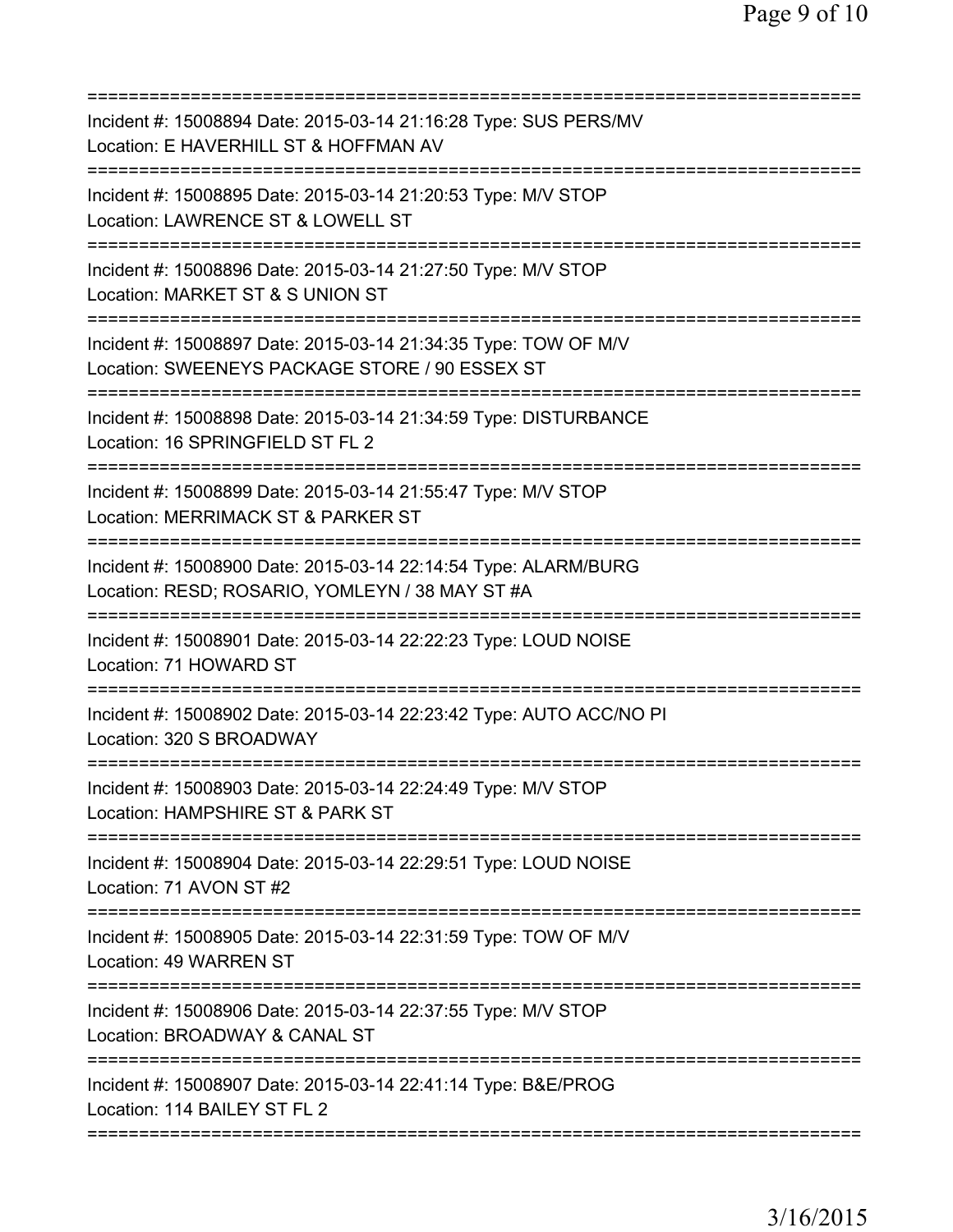===========================================================================
Incident #: 15008894 Date: 2015-03-14 21:16:28 Type: SUS PERS/MV
Location: E HAVERHILL ST & HOFFMAN AV
===========================================================================
Incident #: 15008895 Date: 2015-03-14 21:20:53 Type: M/V STOP
Location: LAWRENCE ST & LOWELL ST
===========================================================================
Incident #: 15008896 Date: 2015-03-14 21:27:50 Type: M/V STOP
Location: MARKET ST & S UNION ST
===========================================================================
Incident #: 15008897 Date: 2015-03-14 21:34:35 Type: TOW OF M/V
Location: SWEENEYS PACKAGE STORE / 90 ESSEX ST
===========================================================================
Incident #: 15008898 Date: 2015-03-14 21:34:59 Type: DISTURBANCE
Location: 16 SPRINGFIELD ST FL 2
===========================================================================
Incident #: 15008899 Date: 2015-03-14 21:55:47 Type: M/V STOP
Location: MERRIMACK ST & PARKER ST
===========================================================================
Incident #: 15008900 Date: 2015-03-14 22:14:54 Type: ALARM/BURG
Location: RESD; ROSARIO, YOMLEYN / 38 MAY ST #A
===========================================================================
Incident #: 15008901 Date: 2015-03-14 22:22:23 Type: LOUD NOISE
Location: 71 HOWARD ST
===========================================================================
Incident #: 15008902 Date: 2015-03-14 22:23:42 Type: AUTO ACC/NO PI
Location: 320 S BROADWAY
===========================================================================
Incident #: 15008903 Date: 2015-03-14 22:24:49 Type: M/V STOP
Location: HAMPSHIRE ST & PARK ST
===========================================================================
Incident #: 15008904 Date: 2015-03-14 22:29:51 Type: LOUD NOISE
Location: 71 AVON ST #2
===========================================================================
Incident #: 15008905 Date: 2015-03-14 22:31:59 Type: TOW OF M/V
Location: 49 WARREN ST
===========================================================================
Incident #: 15008906 Date: 2015-03-14 22:37:55 Type: M/V STOP
Location: BROADWAY & CANAL ST
===========================================================================
Incident #: 15008907 Date: 2015-03-14 22:41:14 Type: B&E/PROG
Location: 114 BAILEY ST FL 2
===========================================================================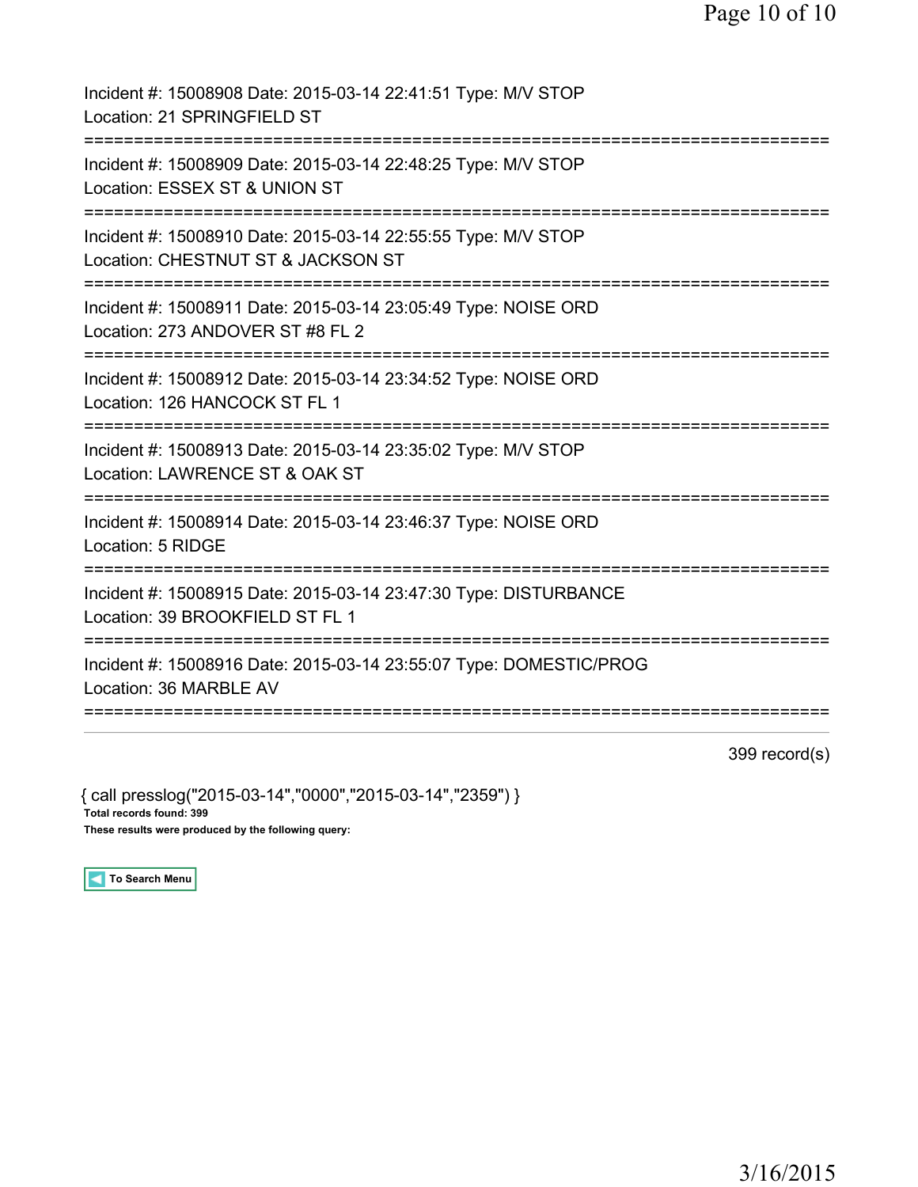Incident #: 15008908 Date: 2015-03-14 22:41:51 Type: M/V STOP
Location: 21 SPRINGFIELD ST

===========================================================================

Incident #: 15008909 Date: 2015-03-14 22:48:25 Type: M/V STOP
Location: ESSEX ST & UNION ST

===========================================================================

Incident #: 15008910 Date: 2015-03-14 22:55:55 Type: M/V STOP
Location: CHESTNUT ST & JACKSON ST

===========================================================================

Incident #: 15008911 Date: 2015-03-14 23:05:49 Type: NOISE ORD
Location: 273 ANDOVER ST #8 FL 2

===========================================================================

Incident #: 15008912 Date: 2015-03-14 23:34:52 Type: NOISE ORD
Location: 126 HANCOCK ST FL 1

===========================================================================

Incident #: 15008913 Date: 2015-03-14 23:35:02 Type: M/V STOP
Location: LAWRENCE ST & OAK ST

===========================================================================

Incident #: 15008914 Date: 2015-03-14 23:46:37 Type: NOISE ORD
Location: 5 RIDGE

===========================================================================

Incident #: 15008915 Date: 2015-03-14 23:47:30 Type: DISTURBANCE
Location: 39 BROOKFIELD ST FL 1

===========================================================================

Incident #: 15008916 Date: 2015-03-14 23:55:07 Type: DOMESTIC/PROG
Location: 36 MARBLE AV

===========================================================================

399 record(s)

{ call presslog("2015-03-14","0000","2015-03-14","2359") }

**Total records found: 399**

**These results were produced by the following query:**

To Search Menu